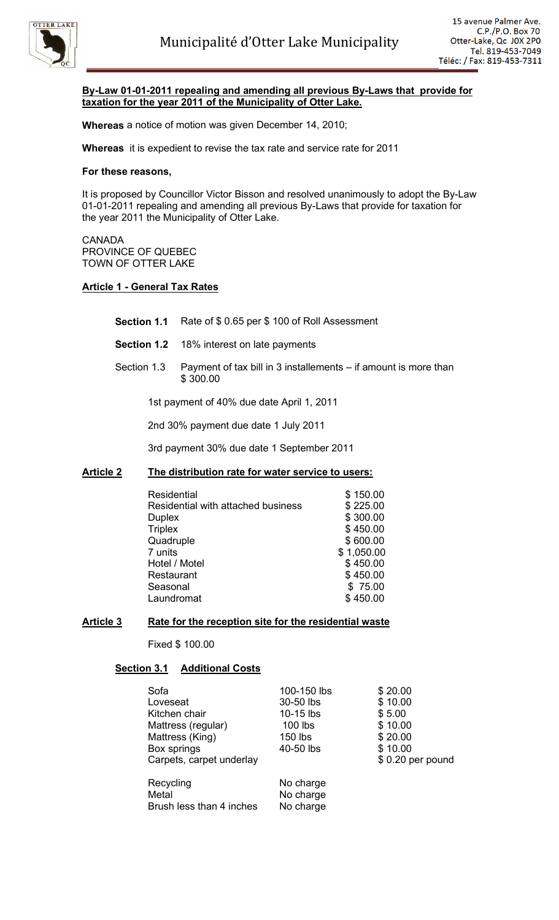# Municipalité d'Otter Lake Municipality

15 avenue Palmer Ave.
C.P./P.O. Box 70
Otter-Lake, Qc J0X 2P0
Tel. 819-453-7049
Téléc: / Fax: 819-453-7311

**By-Law 01-01-2011 repealing and amending all previous By-Laws that provide for taxation for the year 2011 of the Municipality of Otter Lake.**

**Whereas** a notice of motion was given December 14, 2010;

**Whereas** it is expedient to revise the tax rate and service rate for 2011

**For these reasons,**

It is proposed by Councillor Victor Bisson and resolved unanimously to adopt the By-Law 01-01-2011 repealing and amending all previous By-Laws that provide for taxation for the year 2011 the Municipality of Otter Lake.

CANADA
PROVINCE OF QUEBEC
TOWN OF OTTER LAKE

## Article 1 - General Tax Rates

**Section 1.1** Rate of $ 0.65 per $ 100 of Roll Assessment

**Section 1.2** 18% interest on late payments

Section 1.3 Payment of tax bill in 3 installements – if amount is more than $ 300.00

1st payment of 40% due date April 1, 2011

2nd 30% payment due date 1 July 2011

3rd payment 30% due date 1 September 2011

## Article 2 The distribution rate for water service to users:

| | |
|---|---|
| Residential | $ 150.00 |
| Residential with attached business | $ 225.00 |
| Duplex | $ 300.00 |
| Triplex | $ 450.00 |
| Quadruple | $ 600.00 |
| 7 units | $ 1,050.00 |
| Hotel / Motel | $ 450.00 |
| Restaurant | $ 450.00 |
| Seasonal | $ 75.00 |
| Laundromat | $ 450.00 |

## Article 3 Rate for the reception site for the residential waste

Fixed $ 100.00

### Section 3.1 Additional Costs

| | | |
|---|---|---|
| Sofa | 100-150 lbs | $ 20.00 |
| Loveseat | 30-50 lbs | $ 10.00 |
| Kitchen chair | 10-15 lbs | $ 5.00 |
| Mattress (regular) | 100 lbs | $ 10.00 |
| Mattress (King) | 150 lbs | $ 20.00 |
| Box springs | 40-50 lbs | $ 10.00 |
| Carpets, carpet underlay | | $ 0.20 per pound |
| Recycling | No charge | |
| Metal | No charge | |
| Brush less than 4 inches | No charge | |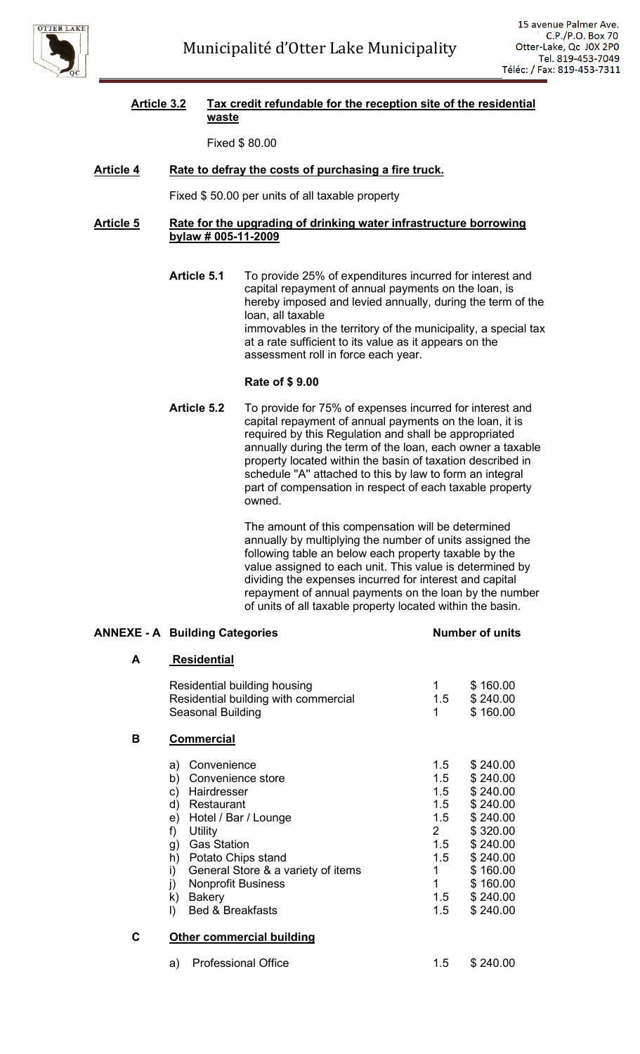**Article 3.2** **Tax credit refundable for the reception site of the residential waste**

Fixed $ 80.00

**Article 4** **Rate to defray the costs of purchasing a fire truck.**

Fixed $ 50.00 per units of all taxable property

**Article 5** **Rate for the upgrading of drinking water infrastructure borrowing bylaw # 005-11-2009**

**Article 5.1** To provide 25% of expenditures incurred for interest and capital repayment of annual payments on the loan, is hereby imposed and levied annually, during the term of the loan, all taxable immovables in the territory of the municipality, a special tax at a rate sufficient to its value as it appears on the assessment roll in force each year.

**Rate of $ 9.00**

**Article 5.2** To provide for 75% of expenses incurred for interest and capital repayment of annual payments on the loan, it is required by this Regulation and shall be appropriated annually during the term of the loan, each owner a taxable property located within the basin of taxation described in schedule "A" attached to this by law to form an integral part of compensation in respect of each taxable property owned.

The amount of this compensation will be determined annually by multiplying the number of units assigned the following table an below each property taxable by the value assigned to each unit. This value is determined by dividing the expenses incurred for interest and capital repayment of annual payments on the loan by the number of units of all taxable property located within the basin.

**ANNEXE - A Building Categories** **Number of units**

| | Building Categories | Number of units | |
|---|---|---|---|
| **A** | **Residential** | | |
| | Residential building housing | 1 | $ 160.00 |
| | Residential building with commercial | 1.5 | $ 240.00 |
| | Seasonal Building | 1 | $ 160.00 |
| **B** | **Commercial** | | |
| | a) Convenience | 1.5 | $ 240.00 |
| | b) Convenience store | 1.5 | $ 240.00 |
| | c) Hairdresser | 1.5 | $ 240.00 |
| | d) Restaurant | 1.5 | $ 240.00 |
| | e) Hotel / Bar / Lounge | 1.5 | $ 240.00 |
| | f) Utility | 2 | $ 320.00 |
| | g) Gas Station | 1.5 | $ 240.00 |
| | h) Potato Chips stand | 1.5 | $ 240.00 |
| | i) General Store & a variety of items | 1 | $ 160.00 |
| | j) Nonprofit Business | 1 | $ 160.00 |
| | k) Bakery | 1.5 | $ 240.00 |
| | l) Bed & Breakfasts | 1.5 | $ 240.00 |
| **C** | **Other commercial building** | | |
| | a) Professional Office | 1.5 | $ 240.00 |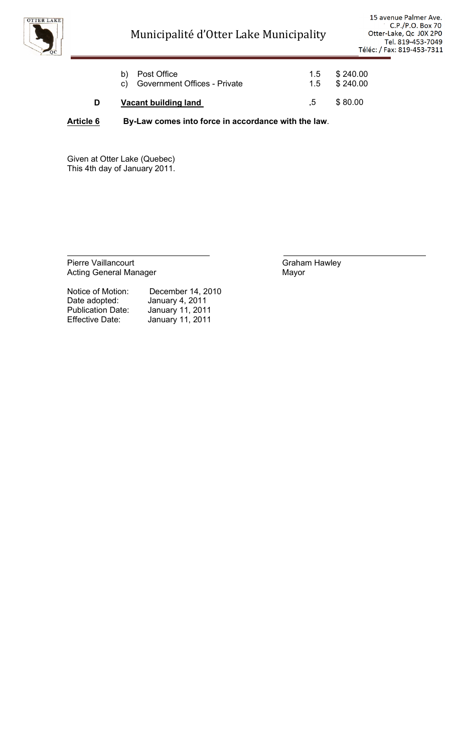| | | | |
|---|---|---|---|
| | b) Post Office | 1.5 | $ 240.00 |
| | c) Government Offices - Private | 1.5 | $ 240.00 |
| **D** | **Vacant building land** | .5 | $ 80.00 |

**Article 6** **By-Law comes into force in accordance with the law**.

Given at Otter Lake (Quebec)
This 4th day of January 2011.

Pierre Vaillancourt
Acting General Manager

Graham Hawley
Mayor

Notice of Motion: December 14, 2010
Date adopted: January 4, 2011
Publication Date: January 11, 2011
Effective Date: January 11, 2011